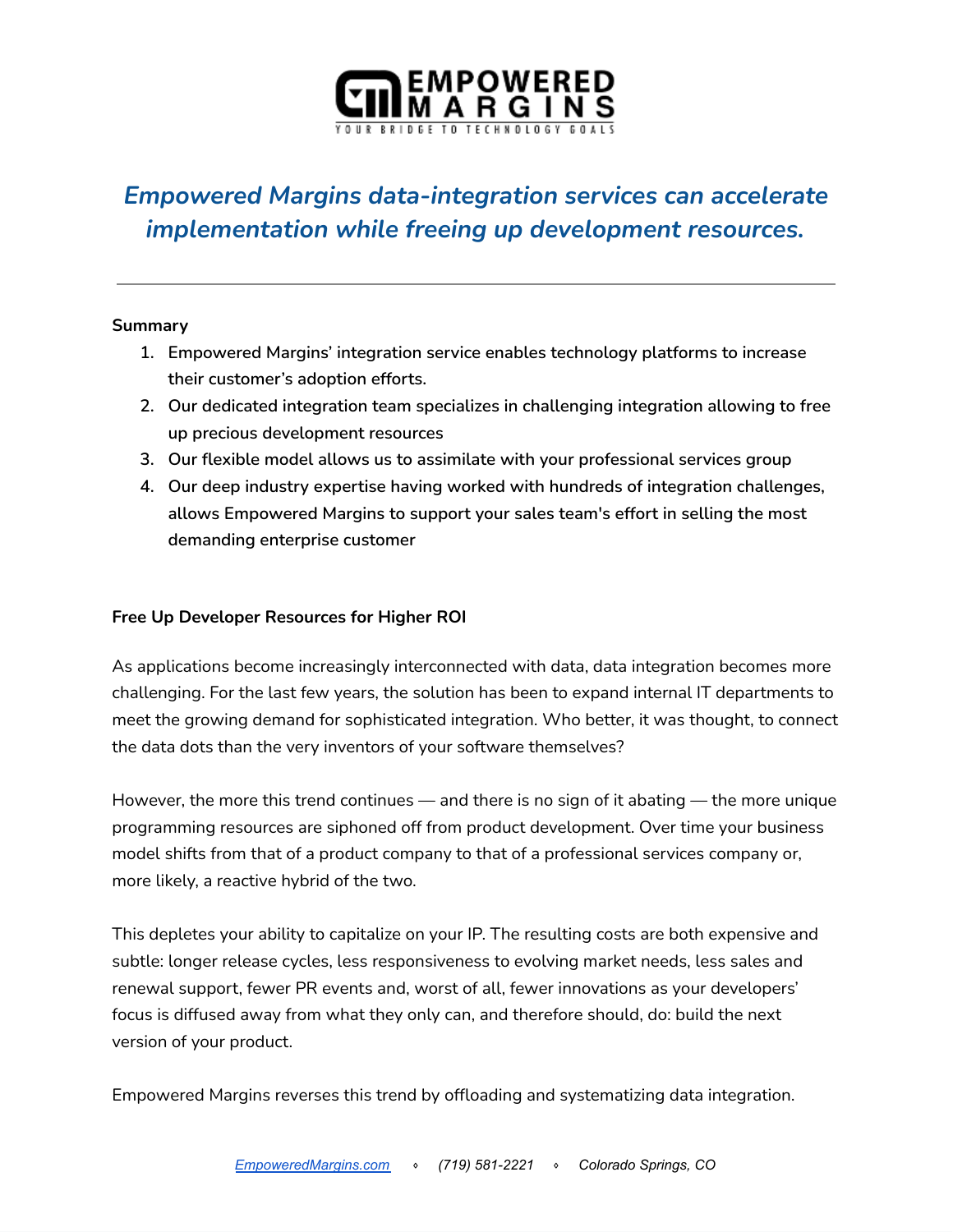EMPOWERED MARGINS

YOUR BRIDGE TO TECHNOLOGY GOALS

# *Empowered Margins data-integration services can accelerate implementation while freeing up development resources.*

---

**Summary**

1. **Empowered Margins' integration service enables technology platforms to increase their customer's adoption efforts.**
2. **Our dedicated integration team specializes in challenging integration allowing to free up precious development resources**
3. **Our flexible model allows us to assimilate with your professional services group**
4. **Our deep industry expertise having worked with hundreds of integration challenges, allows Empowered Margins to support your sales team's effort in selling the most demanding enterprise customer**

**Free Up Developer Resources for Higher ROI**

As applications become increasingly interconnected with data, data integration becomes more challenging. For the last few years, the solution has been to expand internal IT departments to meet the growing demand for sophisticated integration. Who better, it was thought, to connect the data dots than the very inventors of your software themselves?

However, the more this trend continues — and there is no sign of it abating — the more unique programming resources are siphoned off from product development. Over time your business model shifts from that of a product company to that of a professional services company or, more likely, a reactive hybrid of the two.

This depletes your ability to capitalize on your IP. The resulting costs are both expensive and subtle: longer release cycles, less responsiveness to evolving market needs, less sales and renewal support, fewer PR events and, worst of all, fewer innovations as your developers' focus is diffused away from what they only can, and therefore should, do: build the next version of your product.

Empowered Margins reverses this trend by offloading and systematizing data integration.

*EmpoweredMargins.com ◦ (719) 581-2221 ◦ Colorado Springs, CO*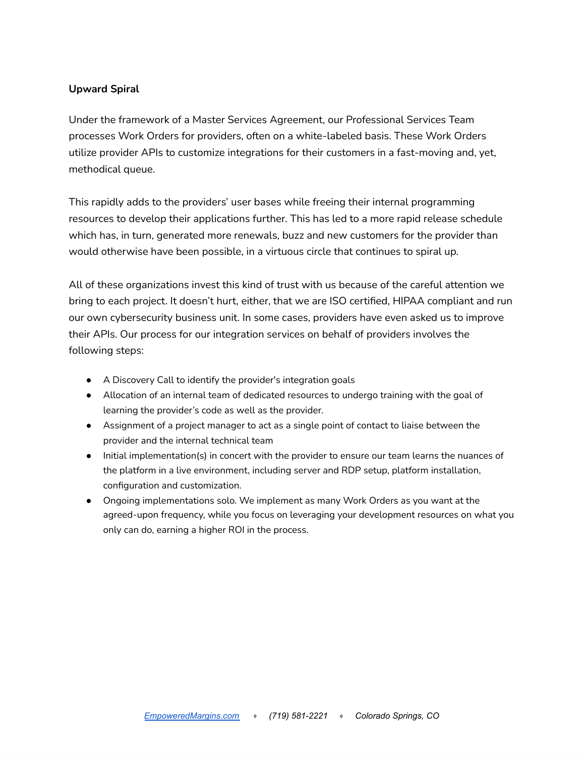**Upward Spiral**

Under the framework of a Master Services Agreement, our Professional Services Team processes Work Orders for providers, often on a white-labeled basis. These Work Orders utilize provider APIs to customize integrations for their customers in a fast-moving and, yet, methodical queue.

This rapidly adds to the providers' user bases while freeing their internal programming resources to develop their applications further. This has led to a more rapid release schedule which has, in turn, generated more renewals, buzz and new customers for the provider than would otherwise have been possible, in a virtuous circle that continues to spiral up.

All of these organizations invest this kind of trust with us because of the careful attention we bring to each project. It doesn't hurt, either, that we are ISO certified, HIPAA compliant and run our own cybersecurity business unit. In some cases, providers have even asked us to improve their APIs. Our process for our integration services on behalf of providers involves the following steps:

- A Discovery Call to identify the provider's integration goals
- Allocation of an internal team of dedicated resources to undergo training with the goal of learning the provider's code as well as the provider.
- Assignment of a project manager to act as a single point of contact to liaise between the provider and the internal technical team
- Initial implementation(s) in concert with the provider to ensure our team learns the nuances of the platform in a live environment, including server and RDP setup, platform installation, configuration and customization.
- Ongoing implementations solo. We implement as many Work Orders as you want at the agreed-upon frequency, while you focus on leveraging your development resources on what you only can do, earning a higher ROI in the process.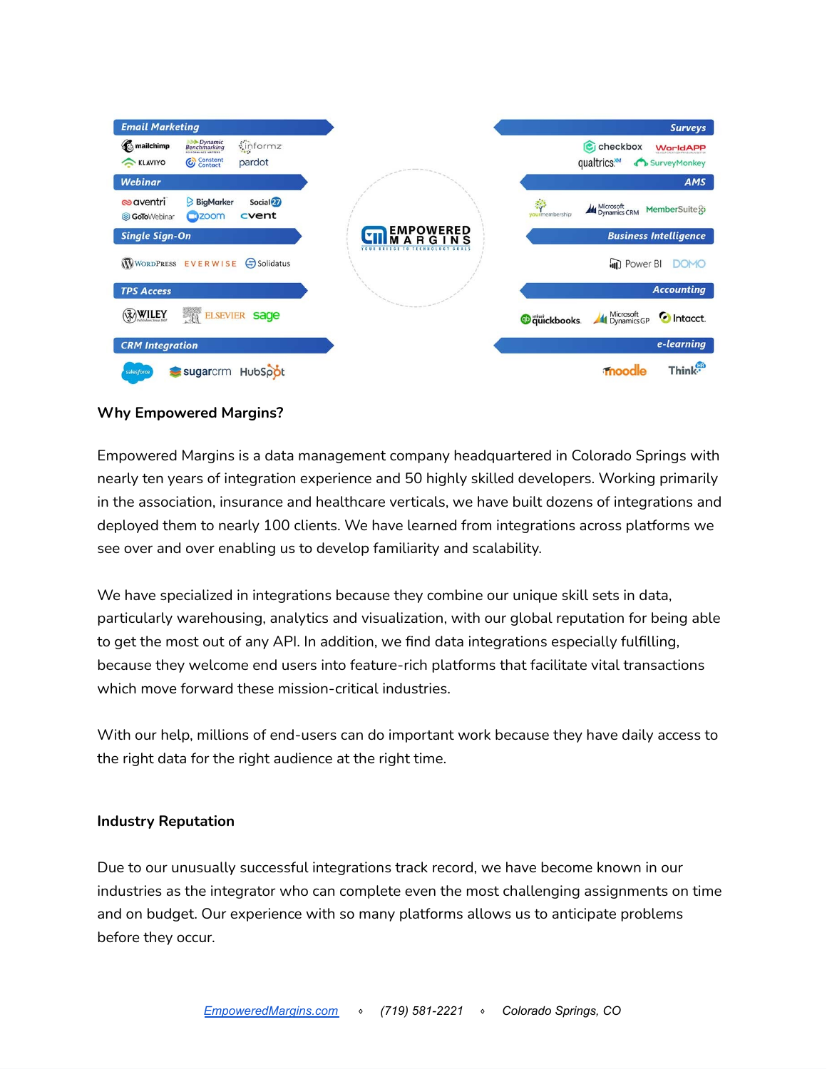**Email Marketing**
mailchimp, Dynamic Benchmarking, informz, KLAVIYO, Constant Contact, pardot

**Webinar**
aventri, BigMarker, Social27, GoToWebinar, zoom, cvent

**Single Sign-On**
WordPress, EVERWISE, Solidatus

**TPS Access**
WILEY, ELSEVIER, sage

**CRM Integration**
salesforce, sugarcrm, HubSpot

**Surveys**
checkbox, WorldAPP, qualtrics, SurveyMonkey

**AMS**
yourmembership, Microsoft Dynamics CRM, MemberSuite

**Business Intelligence**
Power BI, DOMO

**Accounting**
quickbooks, Microsoft Dynamics GP, Intacct.

**e-learning**
moodle, Think

EMPOWERED MARGINS
YOUR BRIDGE TO TECHNOLOGY GOALS

### Why Empowered Margins?

Empowered Margins is a data management company headquartered in Colorado Springs with nearly ten years of integration experience and 50 highly skilled developers. Working primarily in the association, insurance and healthcare verticals, we have built dozens of integrations and deployed them to nearly 100 clients. We have learned from integrations across platforms we see over and over enabling us to develop familiarity and scalability.

We have specialized in integrations because they combine our unique skill sets in data, particularly warehousing, analytics and visualization, with our global reputation for being able to get the most out of any API. In addition, we find data integrations especially fulfilling, because they welcome end users into feature-rich platforms that facilitate vital transactions which move forward these mission-critical industries.

With our help, millions of end-users can do important work because they have daily access to the right data for the right audience at the right time.

### Industry Reputation

Due to our unusually successful integrations track record, we have become known in our industries as the integrator who can complete even the most challenging assignments on time and on budget. Our experience with so many platforms allows us to anticipate problems before they occur.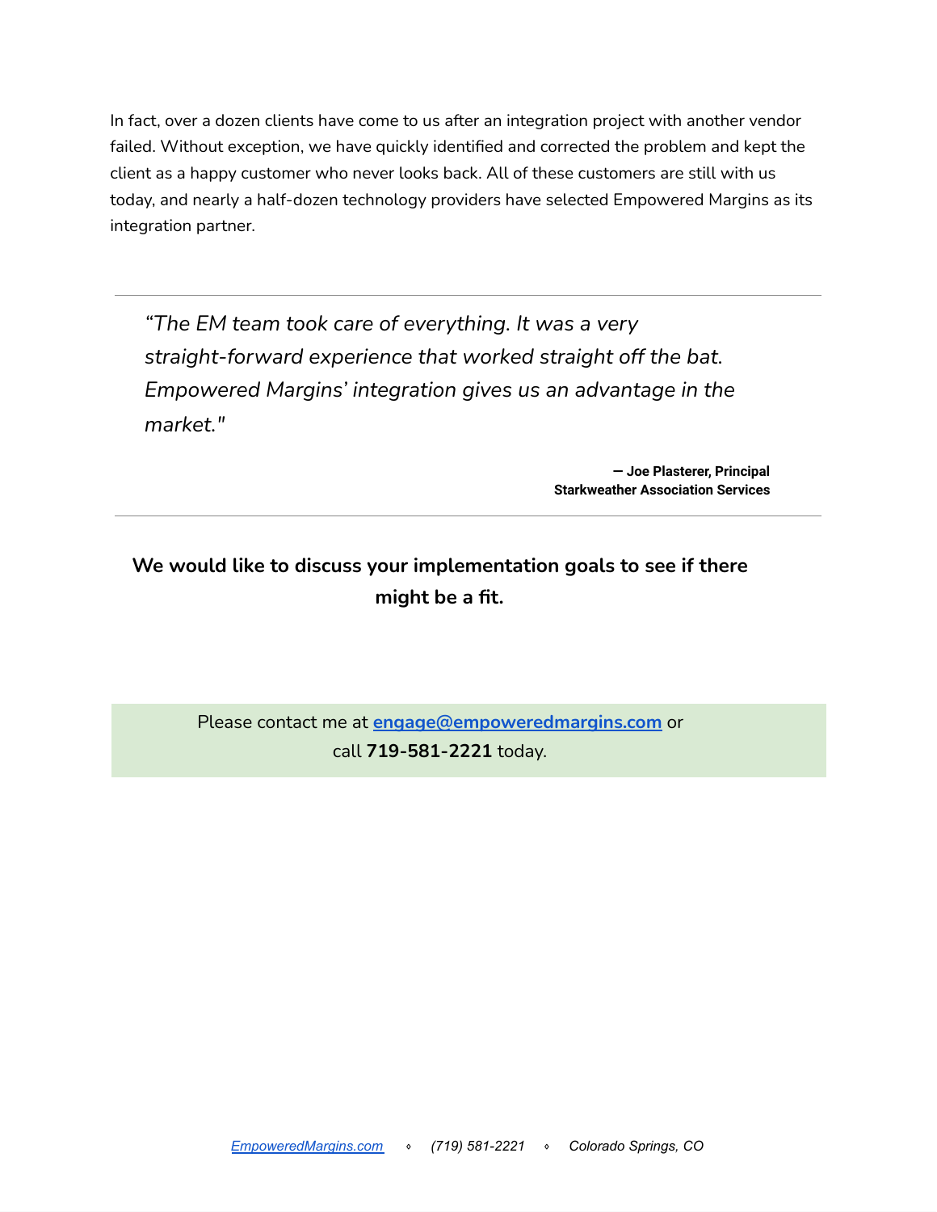In fact, over a dozen clients have come to us after an integration project with another vendor failed. Without exception, we have quickly identified and corrected the problem and kept the client as a happy customer who never looks back. All of these customers are still with us today, and nearly a half-dozen technology providers have selected Empowered Margins as its integration partner.

---

> *"The EM team took care of everything. It was a very straight-forward experience that worked straight off the bat. Empowered Margins' integration gives us an advantage in the market."*
>
> **— Joe Plasterer, Principal**
> **Starkweather Association Services**

---

**We would like to discuss your implementation goals to see if there might be a fit.**

Please contact me at **engage@empoweredmargins.com** or call **719-581-2221** today.

*EmpoweredMargins.com ◦ (719) 581-2221 ◦ Colorado Springs, CO*